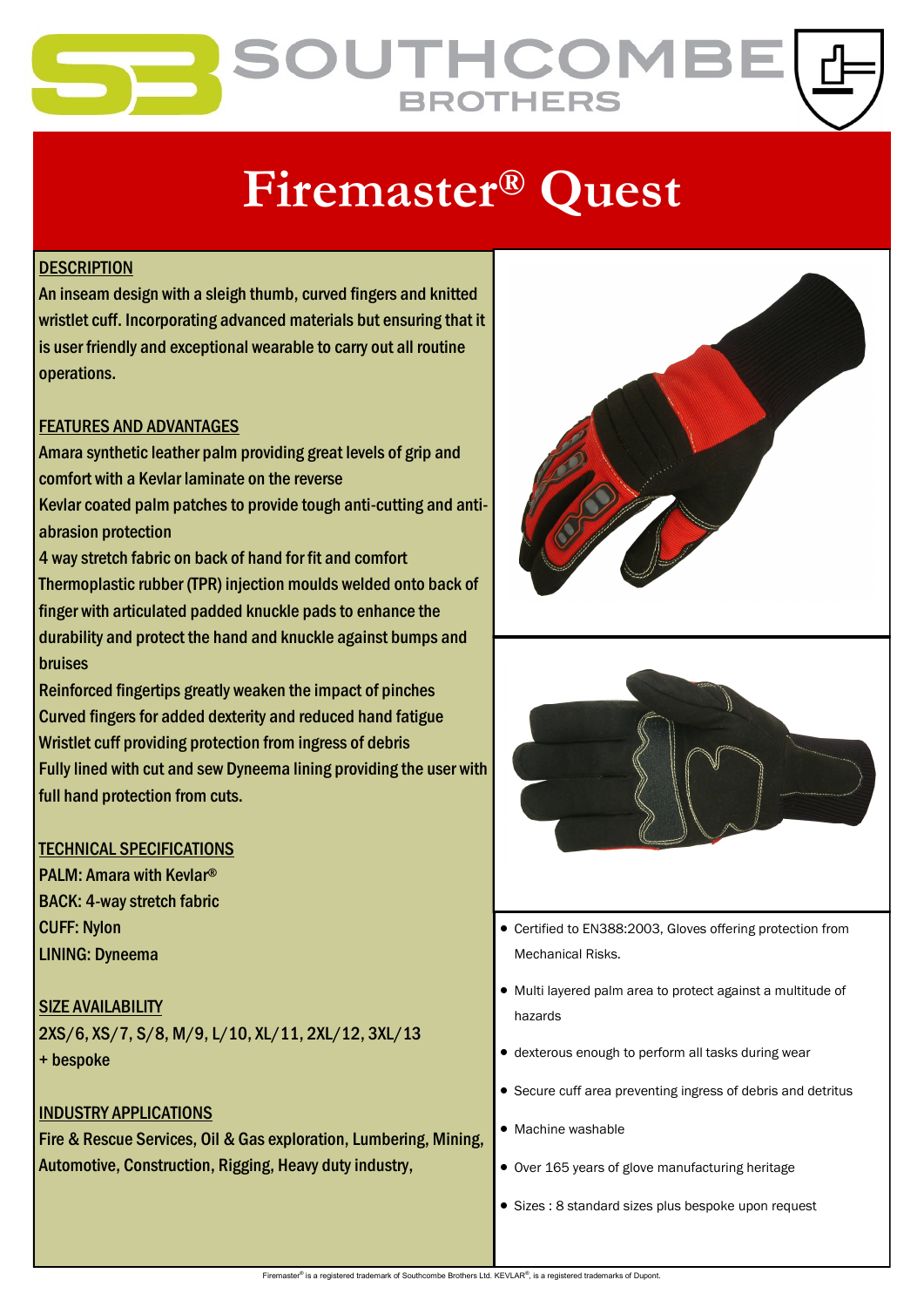# Firemaster® Quest

## DESCRIPTION

An inseam design with a sleigh thumb, curved fingers and knitted wristlet cuff. Incorporating advanced materials but ensuring that it is user friendly and exceptional wearable to carry out all routine operations.

## FEATURES AND ADVANTAGES

Amara synthetic leather palm providing great levels of grip and comfort with a Kevlar laminate on the reverse
Kevlar coated palm patches to provide tough anti-cutting and anti-abrasion protection
4 way stretch fabric on back of hand for fit and comfort
Thermoplastic rubber (TPR) injection moulds welded onto back of finger with articulated padded knuckle pads to enhance the durability and protect the hand and knuckle against bumps and bruises
Reinforced fingertips greatly weaken the impact of pinches
Curved fingers for added dexterity and reduced hand fatigue
Wristlet cuff providing protection from ingress of debris
Fully lined with cut and sew Dyneema lining providing the user with full hand protection from cuts.

## TECHNICAL SPECIFICATIONS

PALM: Amara with Kevlar®
BACK: 4-way stretch fabric
CUFF: Nylon
LINING: Dyneema

## SIZE AVAILABILITY

2XS/6, XS/7, S/8, M/9, L/10, XL/11, 2XL/12, 3XL/13
+ bespoke

## INDUSTRY APPLICATIONS

Fire & Rescue Services, Oil & Gas exploration, Lumbering, Mining, Automotive, Construction, Rigging, Heavy duty industry,

- Certified to EN388:2003, Gloves offering protection from Mechanical Risks.
- Multi layered palm area to protect against a multitude of hazards
- dexterous enough to perform all tasks during wear
- Secure cuff area preventing ingress of debris and detritus
- Machine washable
- Over 165 years of glove manufacturing heritage
- Sizes : 8 standard sizes plus bespoke upon request

Firemaster® is a registered trademark of Southcombe Brothers Ltd. KEVLAR®, is a registered trademarks of Dupont.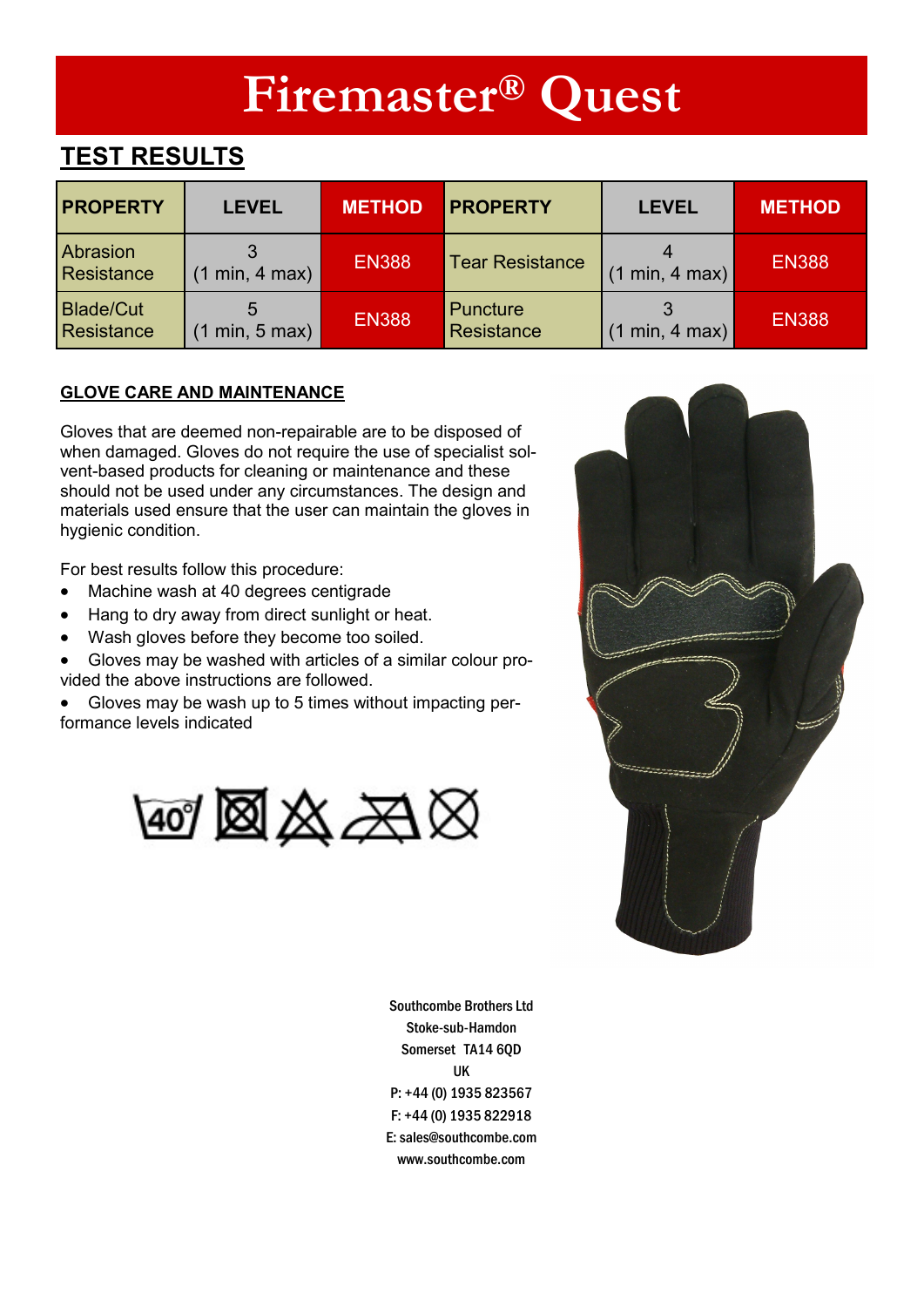# Firemaster® Quest

## TEST RESULTS

| PROPERTY | LEVEL | METHOD | PROPERTY | LEVEL | METHOD |
|---|---|---|---|---|---|
| Abrasion Resistance | 3 (1 min, 4 max) | EN388 | Tear Resistance | 4 (1 min, 4 max) | EN388 |
| Blade/Cut Resistance | 5 (1 min, 5 max) | EN388 | Puncture Resistance | 3 (1 min, 4 max) | EN388 |

### GLOVE CARE AND MAINTENANCE

Gloves that are deemed non-repairable are to be disposed of when damaged. Gloves do not require the use of specialist solvent-based products for cleaning or maintenance and these should not be used under any circumstances. The design and materials used ensure that the user can maintain the gloves in hygienic condition.

For best results follow this procedure:

- Machine wash at 40 degrees centigrade
- Hang to dry away from direct sunlight or heat.
- Wash gloves before they become too soiled.
- Gloves may be washed with articles of a similar colour provided the above instructions are followed.
- Gloves may be wash up to 5 times without impacting performance levels indicated

40°

Southcombe Brothers Ltd
Stoke-sub-Hamdon
Somerset TA14 6QD
UK
P: +44 (0) 1935 823567
F: +44 (0) 1935 822918
E: sales@southcombe.com
www.southcombe.com